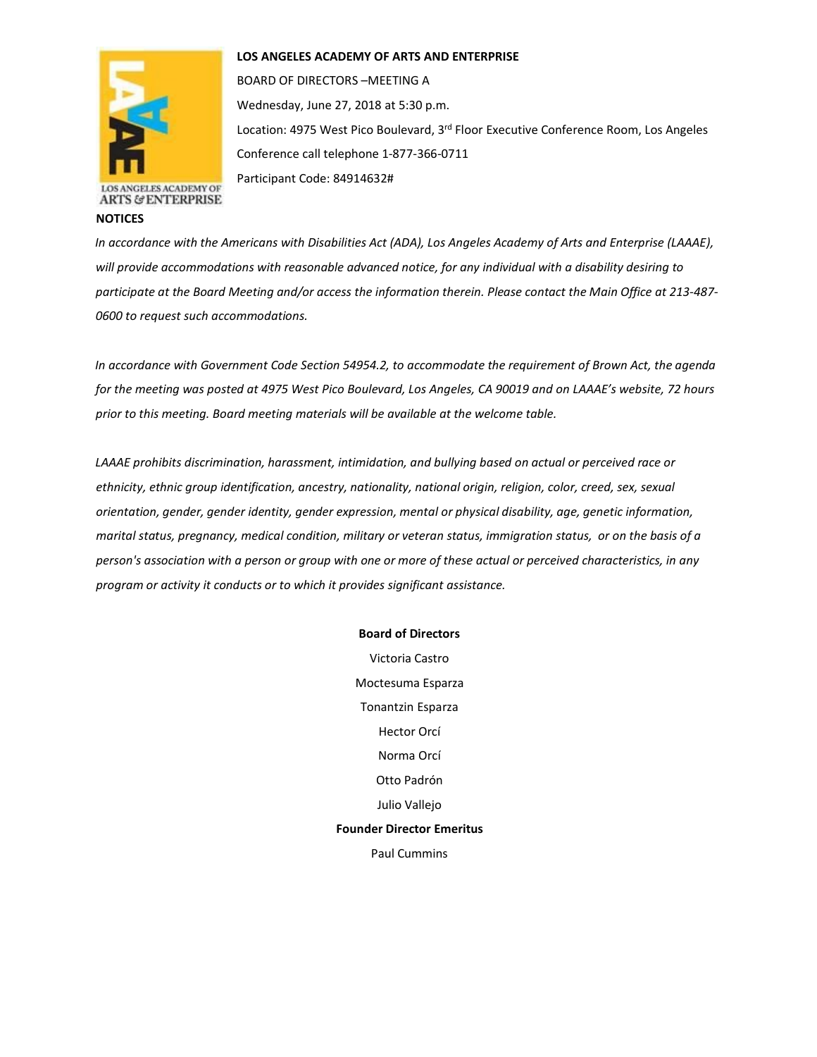**LOS ANGELES ACADEMY OF ARTS AND ENTERPRISE**

BOARD OF DIRECTORS –MEETING A

Wednesday, June 27, 2018 at 5:30 p.m.

Location: 4975 West Pico Boulevard, 3rd Floor Executive Conference Room, Los Angeles

Conference call telephone 1-877-366-0711

Participant Code: 84914632#

**NOTICES**

*In accordance with the Americans with Disabilities Act (ADA), Los Angeles Academy of Arts and Enterprise (LAAAE), will provide accommodations with reasonable advanced notice, for any individual with a disability desiring to participate at the Board Meeting and/or access the information therein. Please contact the Main Office at 213-487-0600 to request such accommodations.*

*In accordance with Government Code Section 54954.2, to accommodate the requirement of Brown Act, the agenda for the meeting was posted at 4975 West Pico Boulevard, Los Angeles, CA 90019 and on LAAAE's website, 72 hours prior to this meeting. Board meeting materials will be available at the welcome table.*

*LAAAE prohibits discrimination, harassment, intimidation, and bullying based on actual or perceived race or ethnicity, ethnic group identification, ancestry, nationality, national origin, religion, color, creed, sex, sexual orientation, gender, gender identity, gender expression, mental or physical disability, age, genetic information, marital status, pregnancy, medical condition, military or veteran status, immigration status, or on the basis of a person's association with a person or group with one or more of these actual or perceived characteristics, in any program or activity it conducts or to which it provides significant assistance.*

**Board of Directors**

Victoria Castro

Moctesuma Esparza

Tonantzin Esparza

Hector Orcí

Norma Orcí

Otto Padrón

Julio Vallejo

**Founder Director Emeritus**

Paul Cummins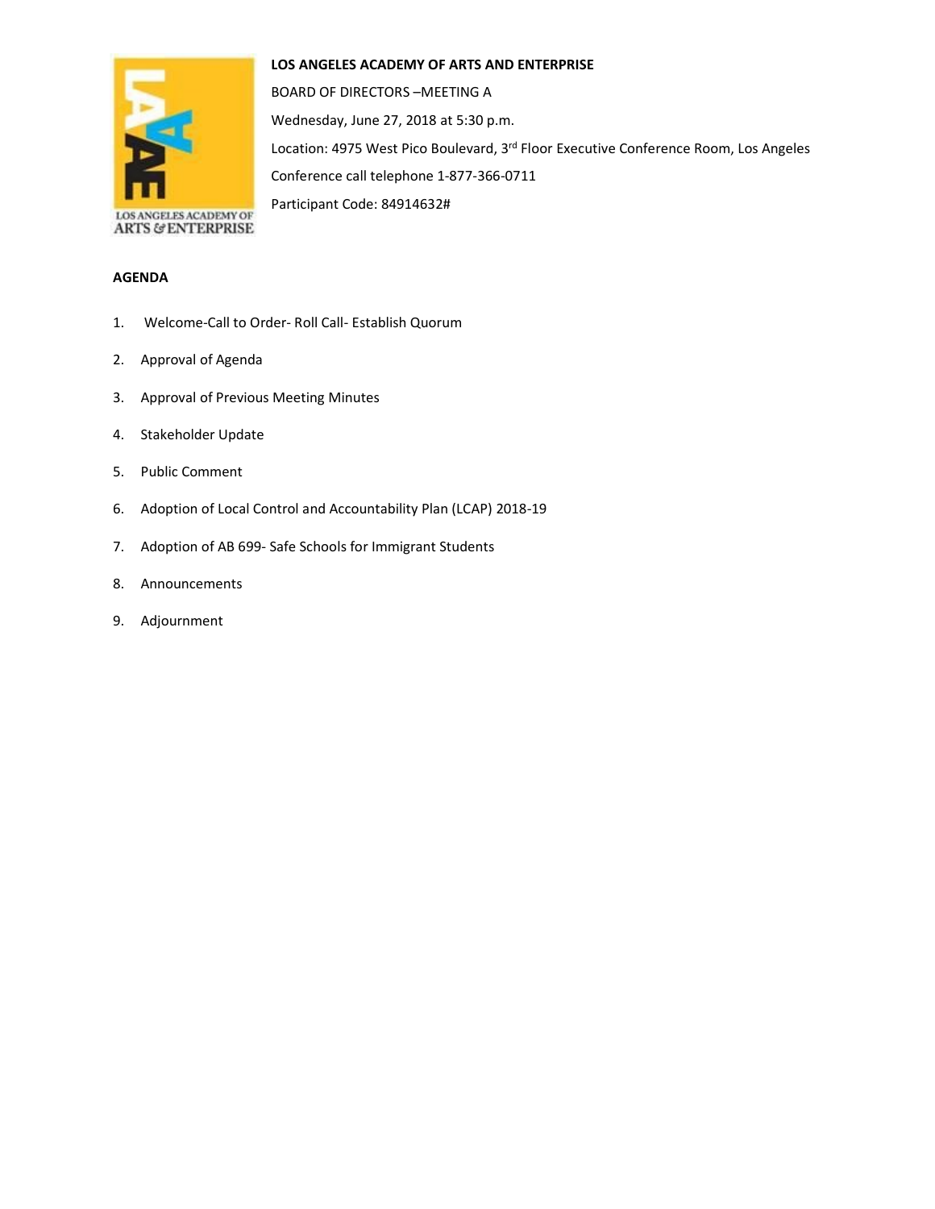**LOS ANGELES ACADEMY OF ARTS AND ENTERPRISE**

BOARD OF DIRECTORS –MEETING A

Wednesday, June 27, 2018 at 5:30 p.m.

Location: 4975 West Pico Boulevard, 3rd Floor Executive Conference Room, Los Angeles

Conference call telephone 1-877-366-0711

Participant Code: 84914632#

**AGENDA**

1. Welcome-Call to Order- Roll Call- Establish Quorum
2. Approval of Agenda
3. Approval of Previous Meeting Minutes
4. Stakeholder Update
5. Public Comment
6. Adoption of Local Control and Accountability Plan (LCAP) 2018-19
7. Adoption of AB 699- Safe Schools for Immigrant Students
8. Announcements
9. Adjournment